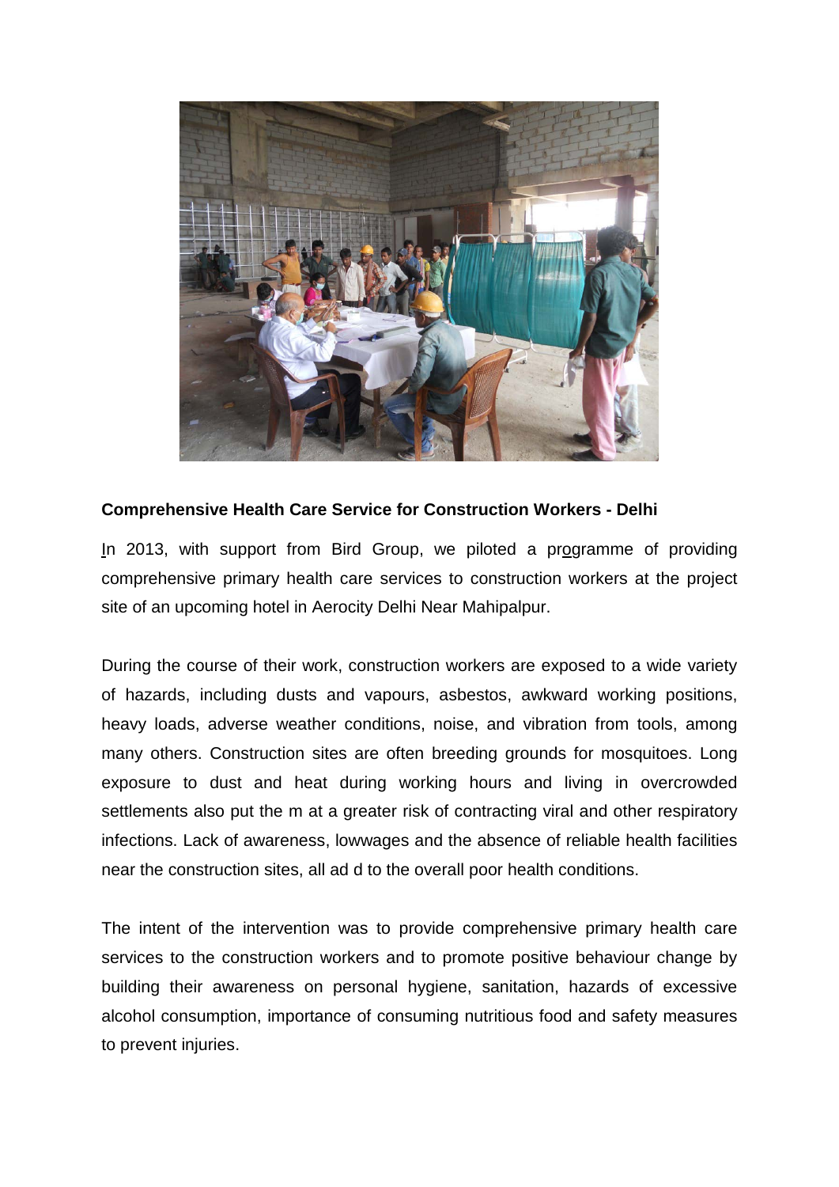**Comprehensive Health Care Service for Construction Workers - Delhi**

In 2013, with support from Bird Group, we piloted a programme of providing comprehensive primary health care services to construction workers at the project site of an upcoming hotel in Aerocity Delhi Near Mahipalpur.

During the course of their work, construction workers are exposed to a wide variety of hazards, including dusts and vapours, asbestos, awkward working positions, heavy loads, adverse weather conditions, noise, and vibration from tools, among many others. Construction sites are often breeding grounds for mosquitoes. Long exposure to dust and heat during working hours and living in overcrowded settlements also put the m at a greater risk of contracting viral and other respiratory infections. Lack of awareness, lowwages and the absence of reliable health facilities near the construction sites, all ad d to the overall poor health conditions.

The intent of the intervention was to provide comprehensive primary health care services to the construction workers and to promote positive behaviour change by building their awareness on personal hygiene, sanitation, hazards of excessive alcohol consumption, importance of consuming nutritious food and safety measures to prevent injuries.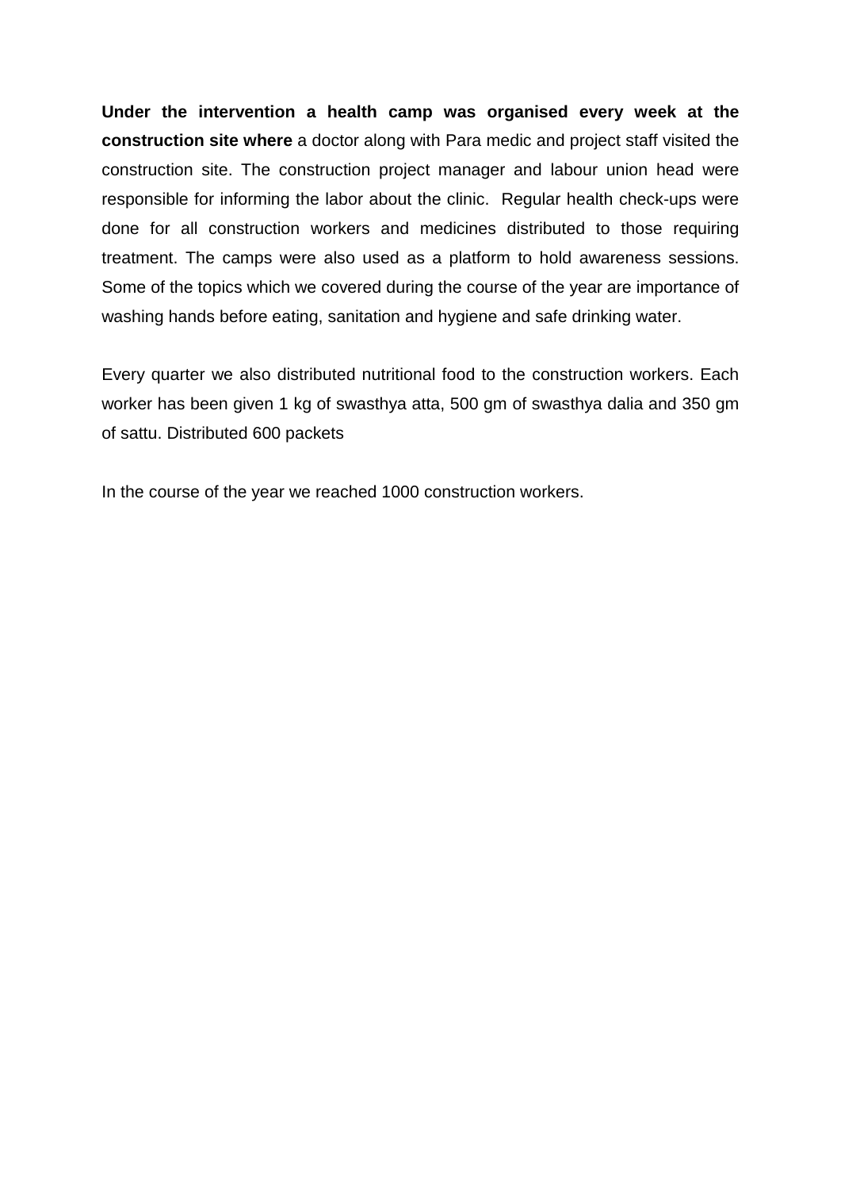**Under the intervention a health camp was organised every week at the construction site where** a doctor along with Para medic and project staff visited the construction site. The construction project manager and labour union head were responsible for informing the labor about the clinic.  Regular health check-ups were done for all construction workers and medicines distributed to those requiring treatment. The camps were also used as a platform to hold awareness sessions. Some of the topics which we covered during the course of the year are importance of washing hands before eating, sanitation and hygiene and safe drinking water.

Every quarter we also distributed nutritional food to the construction workers. Each worker has been given 1 kg of swasthya atta, 500 gm of swasthya dalia and 350 gm of sattu. Distributed 600 packets

In the course of the year we reached 1000 construction workers.